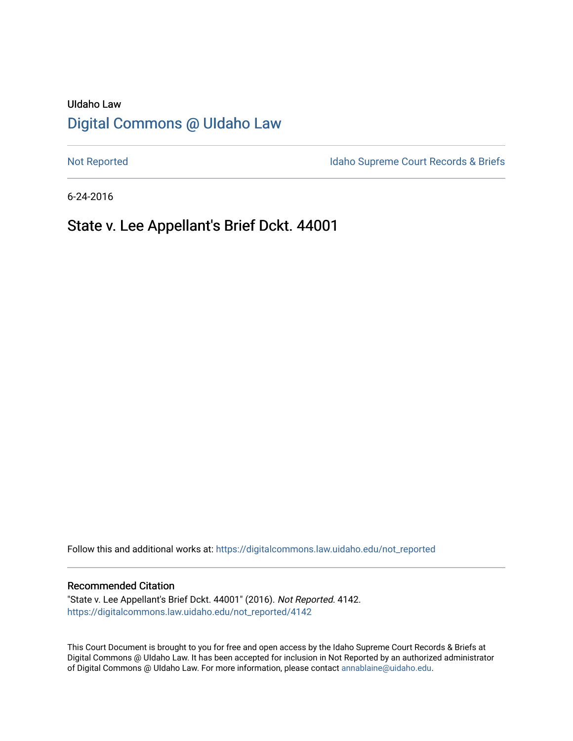UIdaho Law

# Digital Commons @ UIdaho Law

Not Reported

Idaho Supreme Court Records & Briefs

6-24-2016

## State v. Lee Appellant's Brief Dckt. 44001

Follow this and additional works at: https://digitalcommons.law.uidaho.edu/not_reported

### Recommended Citation

"State v. Lee Appellant's Brief Dckt. 44001" (2016). *Not Reported*. 4142.
https://digitalcommons.law.uidaho.edu/not_reported/4142

This Court Document is brought to you for free and open access by the Idaho Supreme Court Records & Briefs at Digital Commons @ UIdaho Law. It has been accepted for inclusion in Not Reported by an authorized administrator of Digital Commons @ UIdaho Law. For more information, please contact annablaine@uidaho.edu.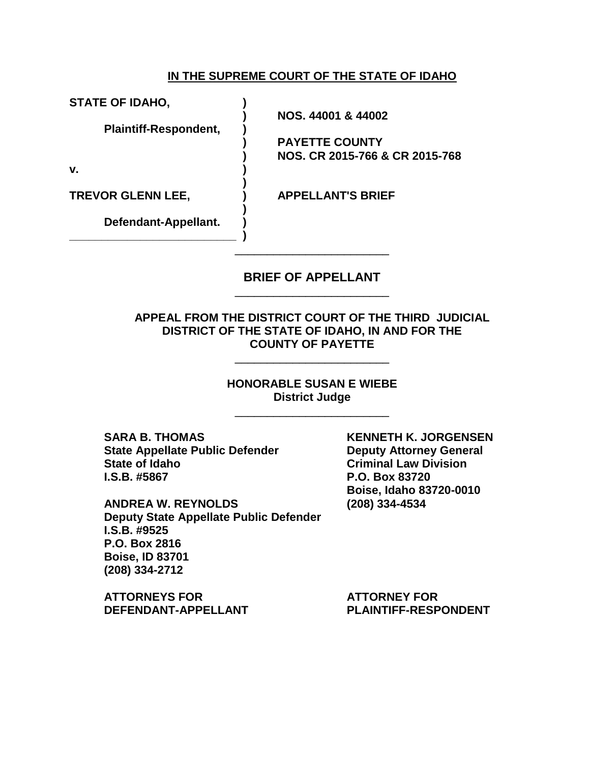**IN THE SUPREME COURT OF THE STATE OF IDAHO**

| | | |
|---|---|---|
| **STATE OF IDAHO,** | **)** | |
| | **)** | **NOS. 44001 & 44002** |
| **Plaintiff-Respondent,** | **)** | |
| | **)** | **PAYETTE COUNTY** |
| | **)** | **NOS. CR 2015-766 & CR 2015-768** |
| **v.** | **)** | |
| | **)** | |
| **TREVOR GLENN LEE,** | **)** | **APPELLANT'S BRIEF** |
| | **)** | |
| **Defendant-Appellant.** | **)** | |
| | **)** | |

---

**BRIEF OF APPELLANT**

---

**APPEAL FROM THE DISTRICT COURT OF THE THIRD JUDICIAL DISTRICT OF THE STATE OF IDAHO, IN AND FOR THE COUNTY OF PAYETTE**

---

**HONORABLE SUSAN E WIEBE**
**District Judge**

---

**SARA B. THOMAS**
**State Appellate Public Defender**
**State of Idaho**
**I.S.B. #5867**

**ANDREA W. REYNOLDS**
**Deputy State Appellate Public Defender**
**I.S.B. #9525**
**P.O. Box 2816**
**Boise, ID 83701**
**(208) 334-2712**

**ATTORNEYS FOR DEFENDANT-APPELLANT**

**KENNETH K. JORGENSEN**
**Deputy Attorney General**
**Criminal Law Division**
**P.O. Box 83720**
**Boise, Idaho 83720-0010**
**(208) 334-4534**

**ATTORNEY FOR PLAINTIFF-RESPONDENT**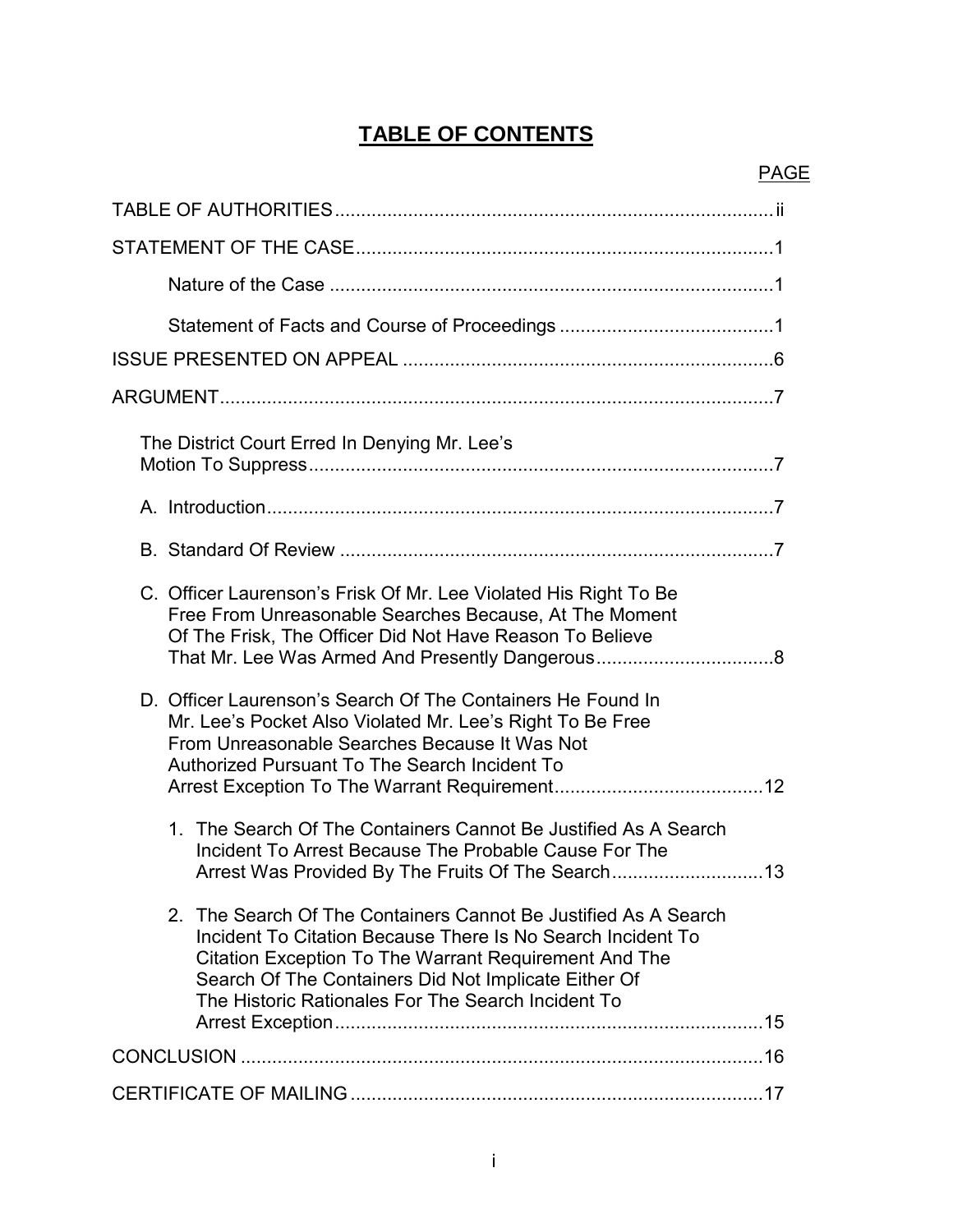# TABLE OF CONTENTS

| | PAGE |
|---|---|
| TABLE OF AUTHORITIES | ii |
| STATEMENT OF THE CASE | 1 |
| Nature of the Case | 1 |
| Statement of Facts and Course of Proceedings | 1 |
| ISSUE PRESENTED ON APPEAL | 6 |
| ARGUMENT | 7 |
| The District Court Erred In Denying Mr. Lee's Motion To Suppress | 7 |
| A. Introduction | 7 |
| B. Standard Of Review | 7 |
| C. Officer Laurenson's Frisk Of Mr. Lee Violated His Right To Be Free From Unreasonable Searches Because, At The Moment Of The Frisk, The Officer Did Not Have Reason To Believe That Mr. Lee Was Armed And Presently Dangerous | 8 |
| D. Officer Laurenson's Search Of The Containers He Found In Mr. Lee's Pocket Also Violated Mr. Lee's Right To Be Free From Unreasonable Searches Because It Was Not Authorized Pursuant To The Search Incident To Arrest Exception To The Warrant Requirement | 12 |
| 1. The Search Of The Containers Cannot Be Justified As A Search Incident To Arrest Because The Probable Cause For The Arrest Was Provided By The Fruits Of The Search | 13 |
| 2. The Search Of The Containers Cannot Be Justified As A Search Incident To Citation Because There Is No Search Incident To Citation Exception To The Warrant Requirement And The Search Of The Containers Did Not Implicate Either Of The Historic Rationales For The Search Incident To Arrest Exception | 15 |
| CONCLUSION | 16 |
| CERTIFICATE OF MAILING | 17 |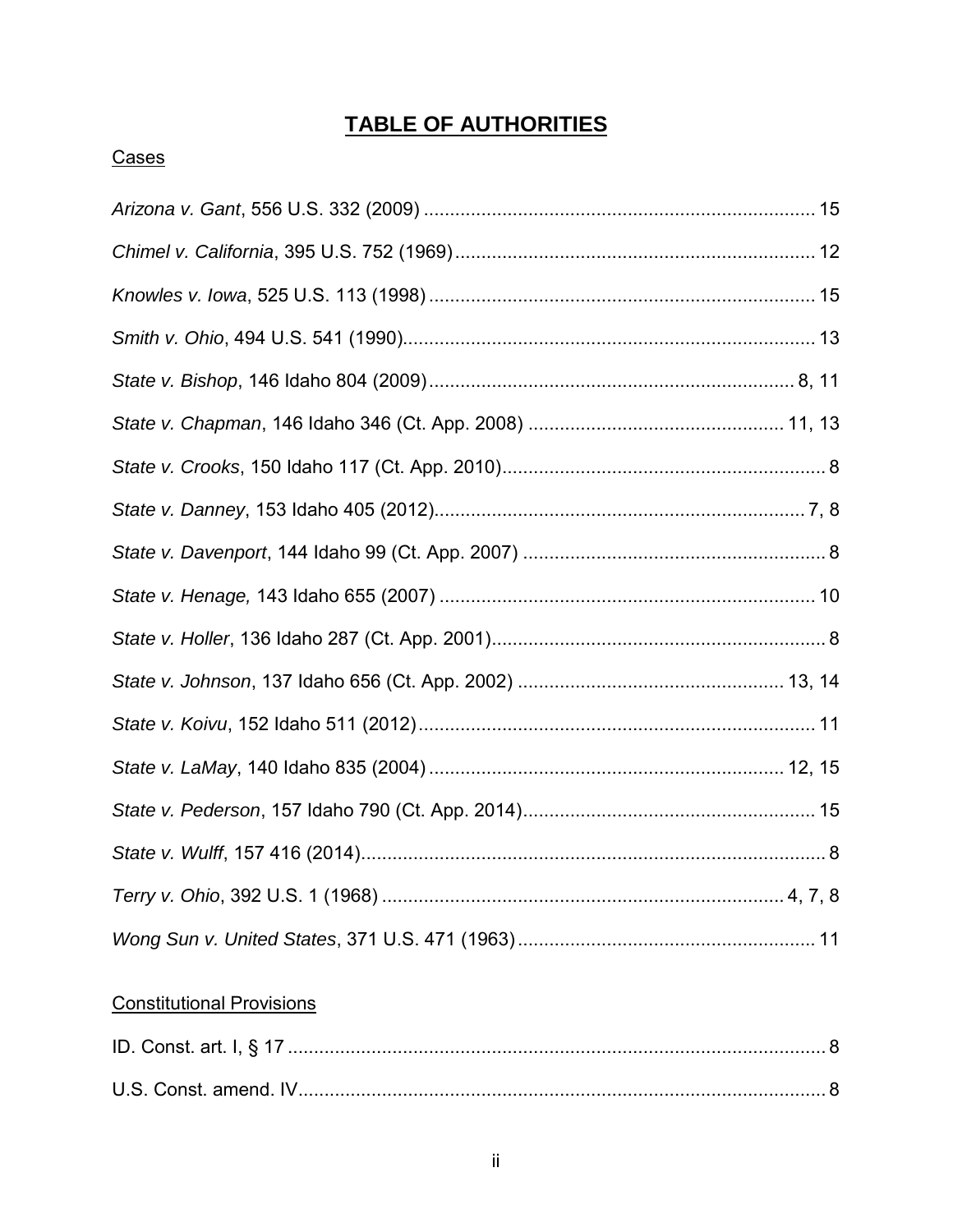# **TABLE OF AUTHORITIES**

Cases

*Arizona v. Gant*, 556 U.S. 332 (2009) .......................................................................... 15

*Chimel v. California*, 395 U.S. 752 (1969) .................................................................... 12

*Knowles v. Iowa*, 525 U.S. 113 (1998) ......................................................................... 15

*Smith v. Ohio*, 494 U.S. 541 (1990)............................................................................. 13

*State v. Bishop*, 146 Idaho 804 (2009) ...................................................................... 8, 11

*State v. Chapman*, 146 Idaho 346 (Ct. App. 2008) ................................................. 11, 13

*State v. Crooks*, 150 Idaho 117 (Ct. App. 2010)............................................................. 8

*State v. Danney*, 153 Idaho 405 (2012)...................................................................... 7, 8

*State v. Davenport*, 144 Idaho 99 (Ct. App. 2007) ......................................................... 8

*State v. Henage,* 143 Idaho 655 (2007) ....................................................................... 10

*State v. Holler*, 136 Idaho 287 (Ct. App. 2001)............................................................... 8

*State v. Johnson*, 137 Idaho 656 (Ct. App. 2002) .................................................. 13, 14

*State v. Koivu*, 152 Idaho 511 (2012)........................................................................... 11

*State v. LaMay*, 140 Idaho 835 (2004) ................................................................... 12, 15

*State v. Pederson*, 157 Idaho 790 (Ct. App. 2014)....................................................... 15

*State v. Wulff*, 157 416 (2014)......................................................................................... 8

*Terry v. Ohio*, 392 U.S. 1 (1968) ............................................................................ 4, 7, 8

*Wong Sun v. United States*, 371 U.S. 471 (1963)......................................................... 11

Constitutional Provisions

ID. Const. art. I, § 17 ....................................................................................................... 8

U.S. Const. amend. IV..................................................................................................... 8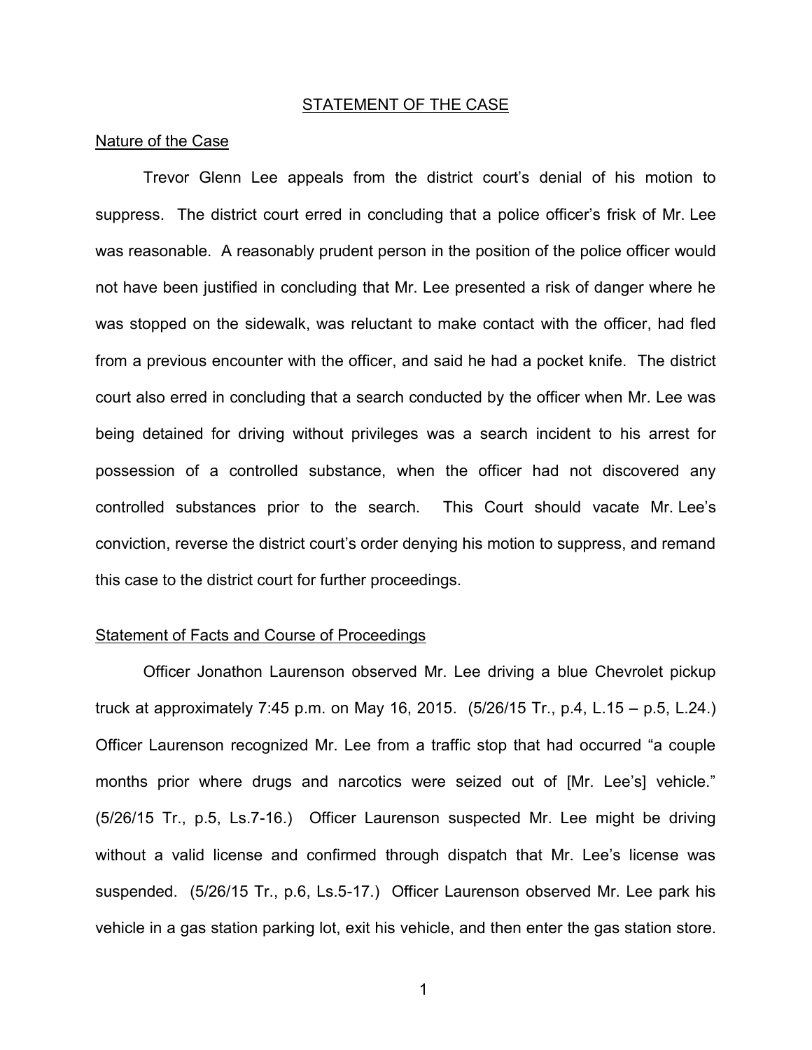## STATEMENT OF THE CASE

### Nature of the Case

Trevor Glenn Lee appeals from the district court's denial of his motion to suppress. The district court erred in concluding that a police officer's frisk of Mr. Lee was reasonable. A reasonably prudent person in the position of the police officer would not have been justified in concluding that Mr. Lee presented a risk of danger where he was stopped on the sidewalk, was reluctant to make contact with the officer, had fled from a previous encounter with the officer, and said he had a pocket knife. The district court also erred in concluding that a search conducted by the officer when Mr. Lee was being detained for driving without privileges was a search incident to his arrest for possession of a controlled substance, when the officer had not discovered any controlled substances prior to the search. This Court should vacate Mr. Lee's conviction, reverse the district court's order denying his motion to suppress, and remand this case to the district court for further proceedings.

### Statement of Facts and Course of Proceedings

Officer Jonathon Laurenson observed Mr. Lee driving a blue Chevrolet pickup truck at approximately 7:45 p.m. on May 16, 2015. (5/26/15 Tr., p.4, L.15 – p.5, L.24.) Officer Laurenson recognized Mr. Lee from a traffic stop that had occurred "a couple months prior where drugs and narcotics were seized out of [Mr. Lee's] vehicle." (5/26/15 Tr., p.5, Ls.7-16.) Officer Laurenson suspected Mr. Lee might be driving without a valid license and confirmed through dispatch that Mr. Lee's license was suspended. (5/26/15 Tr., p.6, Ls.5-17.) Officer Laurenson observed Mr. Lee park his vehicle in a gas station parking lot, exit his vehicle, and then enter the gas station store.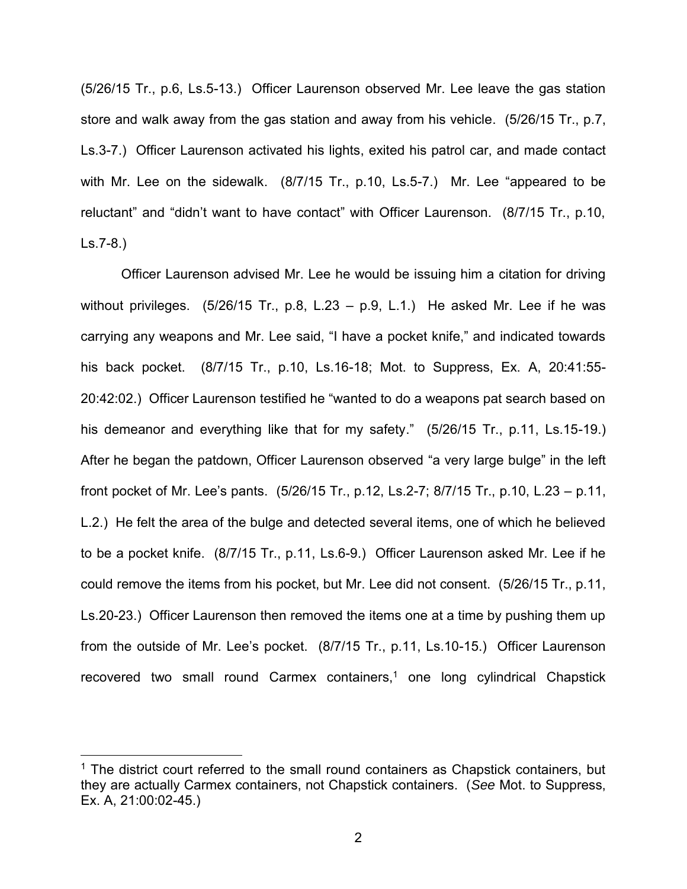(5/26/15 Tr., p.6, Ls.5-13.) Officer Laurenson observed Mr. Lee leave the gas station store and walk away from the gas station and away from his vehicle. (5/26/15 Tr., p.7, Ls.3-7.) Officer Laurenson activated his lights, exited his patrol car, and made contact with Mr. Lee on the sidewalk. (8/7/15 Tr., p.10, Ls.5-7.) Mr. Lee "appeared to be reluctant" and "didn't want to have contact" with Officer Laurenson. (8/7/15 Tr., p.10, Ls.7-8.)

Officer Laurenson advised Mr. Lee he would be issuing him a citation for driving without privileges. (5/26/15 Tr., p.8, L.23 – p.9, L.1.) He asked Mr. Lee if he was carrying any weapons and Mr. Lee said, "I have a pocket knife," and indicated towards his back pocket. (8/7/15 Tr., p.10, Ls.16-18; Mot. to Suppress, Ex. A, 20:41:55-20:42:02.) Officer Laurenson testified he "wanted to do a weapons pat search based on his demeanor and everything like that for my safety." (5/26/15 Tr., p.11, Ls.15-19.) After he began the patdown, Officer Laurenson observed "a very large bulge" in the left front pocket of Mr. Lee's pants. (5/26/15 Tr., p.12, Ls.2-7; 8/7/15 Tr., p.10, L.23 – p.11, L.2.) He felt the area of the bulge and detected several items, one of which he believed to be a pocket knife. (8/7/15 Tr., p.11, Ls.6-9.) Officer Laurenson asked Mr. Lee if he could remove the items from his pocket, but Mr. Lee did not consent. (5/26/15 Tr., p.11, Ls.20-23.) Officer Laurenson then removed the items one at a time by pushing them up from the outside of Mr. Lee's pocket. (8/7/15 Tr., p.11, Ls.10-15.) Officer Laurenson recovered two small round Carmex containers,[1] one long cylindrical Chapstick

---

[1] The district court referred to the small round containers as Chapstick containers, but they are actually Carmex containers, not Chapstick containers. (*See* Mot. to Suppress, Ex. A, 21:00:02-45.)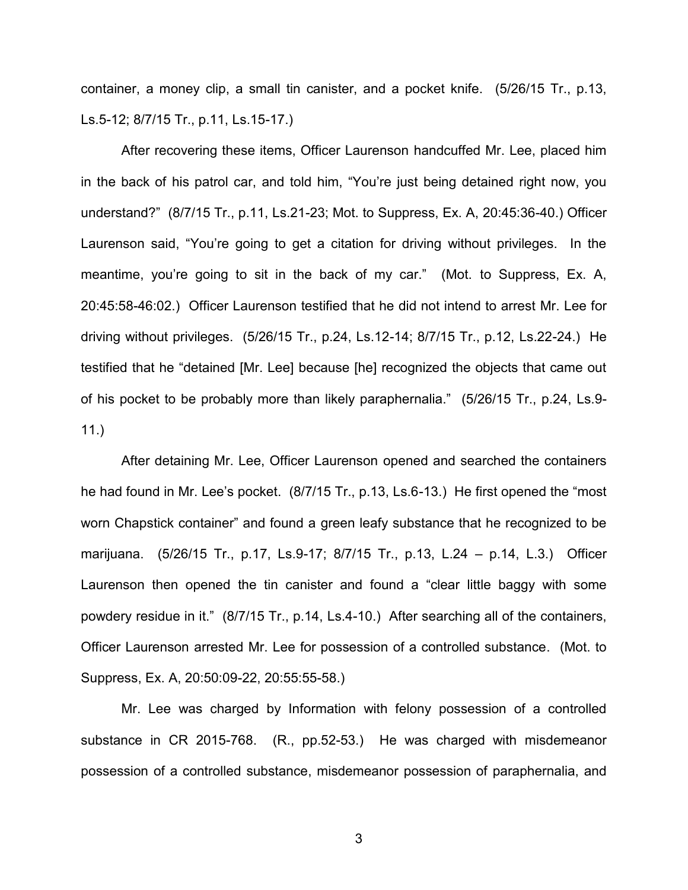container, a money clip, a small tin canister, and a pocket knife. (5/26/15 Tr., p.13, Ls.5-12; 8/7/15 Tr., p.11, Ls.15-17.)

After recovering these items, Officer Laurenson handcuffed Mr. Lee, placed him in the back of his patrol car, and told him, "You're just being detained right now, you understand?" (8/7/15 Tr., p.11, Ls.21-23; Mot. to Suppress, Ex. A, 20:45:36-40.) Officer Laurenson said, "You're going to get a citation for driving without privileges. In the meantime, you're going to sit in the back of my car." (Mot. to Suppress, Ex. A, 20:45:58-46:02.) Officer Laurenson testified that he did not intend to arrest Mr. Lee for driving without privileges. (5/26/15 Tr., p.24, Ls.12-14; 8/7/15 Tr., p.12, Ls.22-24.) He testified that he "detained [Mr. Lee] because [he] recognized the objects that came out of his pocket to be probably more than likely paraphernalia." (5/26/15 Tr., p.24, Ls.9-11.)

After detaining Mr. Lee, Officer Laurenson opened and searched the containers he had found in Mr. Lee's pocket. (8/7/15 Tr., p.13, Ls.6-13.) He first opened the "most worn Chapstick container" and found a green leafy substance that he recognized to be marijuana. (5/26/15 Tr., p.17, Ls.9-17; 8/7/15 Tr., p.13, L.24 – p.14, L.3.) Officer Laurenson then opened the tin canister and found a "clear little baggy with some powdery residue in it." (8/7/15 Tr., p.14, Ls.4-10.) After searching all of the containers, Officer Laurenson arrested Mr. Lee for possession of a controlled substance. (Mot. to Suppress, Ex. A, 20:50:09-22, 20:55:55-58.)

Mr. Lee was charged by Information with felony possession of a controlled substance in CR 2015-768. (R., pp.52-53.) He was charged with misdemeanor possession of a controlled substance, misdemeanor possession of paraphernalia, and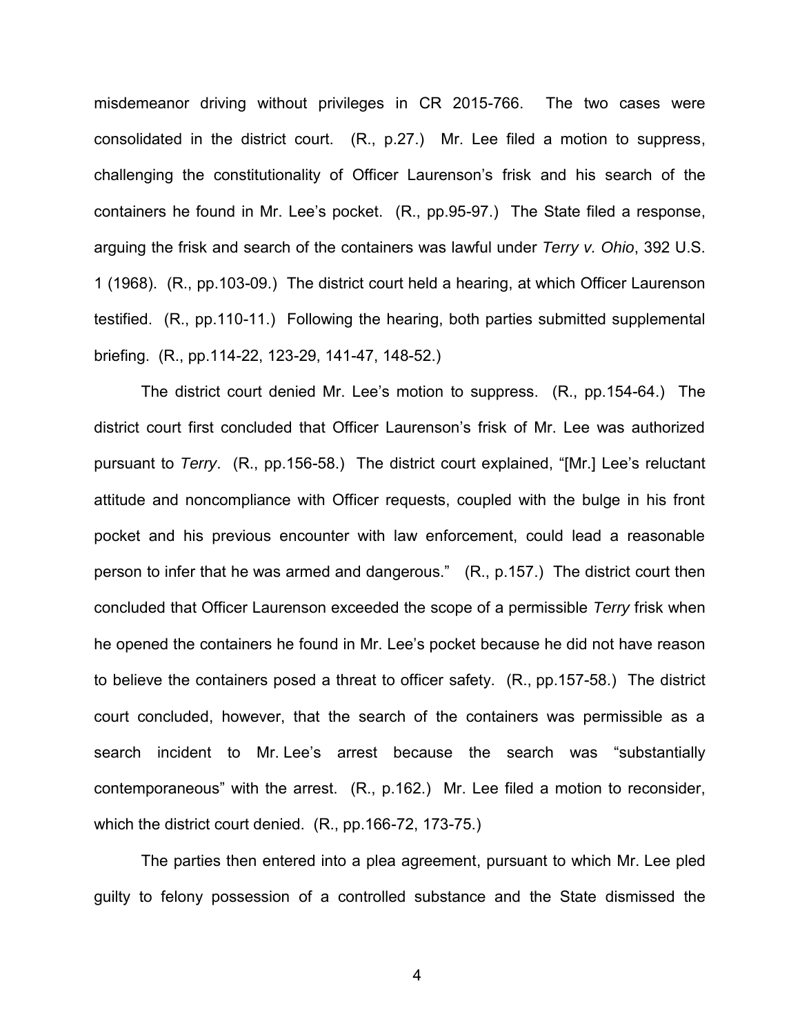misdemeanor driving without privileges in CR 2015-766. The two cases were consolidated in the district court. (R., p.27.) Mr. Lee filed a motion to suppress, challenging the constitutionality of Officer Laurenson's frisk and his search of the containers he found in Mr. Lee's pocket. (R., pp.95-97.) The State filed a response, arguing the frisk and search of the containers was lawful under *Terry v. Ohio*, 392 U.S. 1 (1968). (R., pp.103-09.) The district court held a hearing, at which Officer Laurenson testified. (R., pp.110-11.) Following the hearing, both parties submitted supplemental briefing. (R., pp.114-22, 123-29, 141-47, 148-52.)

The district court denied Mr. Lee's motion to suppress. (R., pp.154-64.) The district court first concluded that Officer Laurenson's frisk of Mr. Lee was authorized pursuant to *Terry*. (R., pp.156-58.) The district court explained, "[Mr.] Lee's reluctant attitude and noncompliance with Officer requests, coupled with the bulge in his front pocket and his previous encounter with law enforcement, could lead a reasonable person to infer that he was armed and dangerous." (R., p.157.) The district court then concluded that Officer Laurenson exceeded the scope of a permissible *Terry* frisk when he opened the containers he found in Mr. Lee's pocket because he did not have reason to believe the containers posed a threat to officer safety. (R., pp.157-58.) The district court concluded, however, that the search of the containers was permissible as a search incident to Mr. Lee's arrest because the search was "substantially contemporaneous" with the arrest. (R., p.162.) Mr. Lee filed a motion to reconsider, which the district court denied. (R., pp.166-72, 173-75.)

The parties then entered into a plea agreement, pursuant to which Mr. Lee pled guilty to felony possession of a controlled substance and the State dismissed the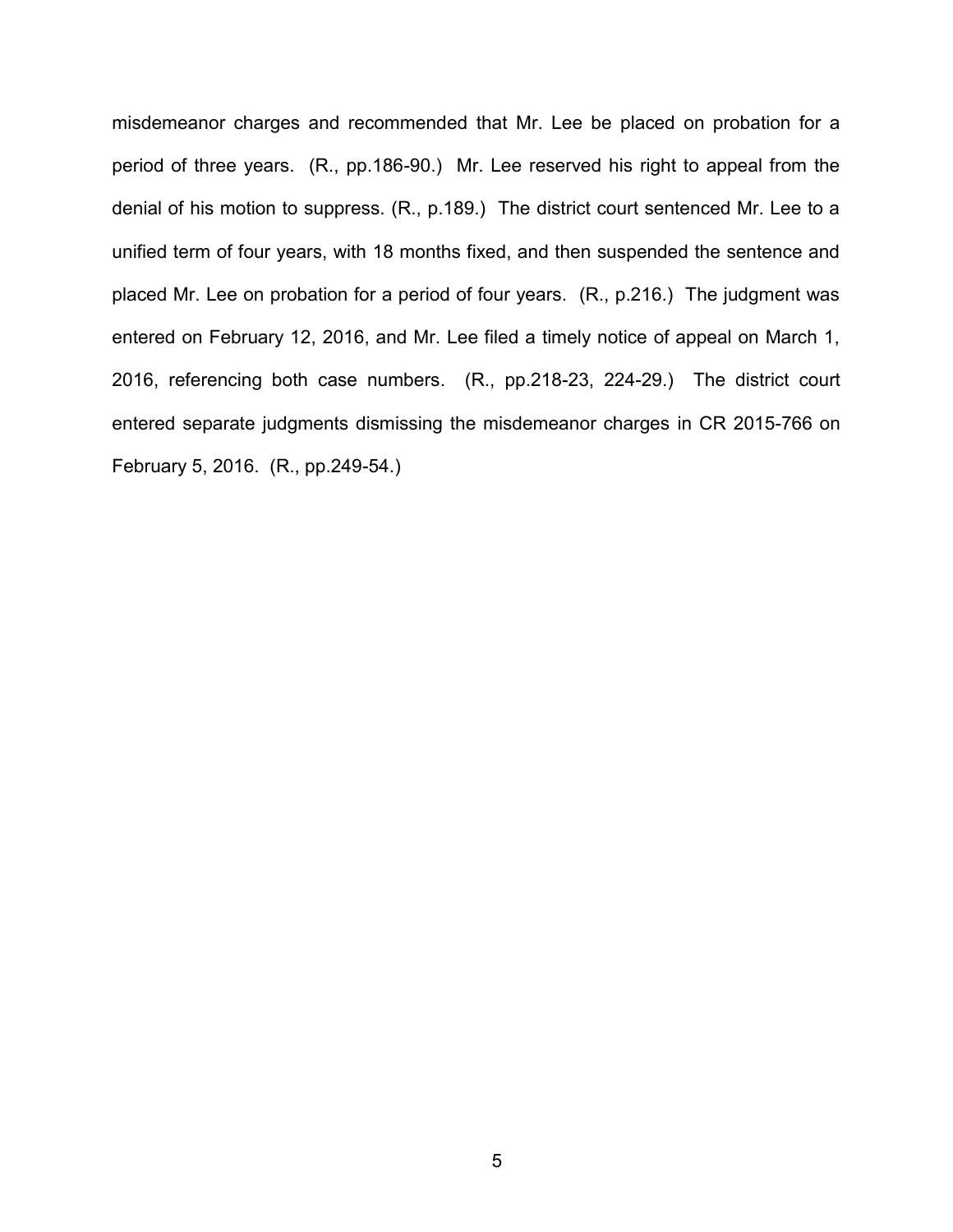misdemeanor charges and recommended that Mr. Lee be placed on probation for a period of three years. (R., pp.186-90.) Mr. Lee reserved his right to appeal from the denial of his motion to suppress. (R., p.189.) The district court sentenced Mr. Lee to a unified term of four years, with 18 months fixed, and then suspended the sentence and placed Mr. Lee on probation for a period of four years. (R., p.216.) The judgment was entered on February 12, 2016, and Mr. Lee filed a timely notice of appeal on March 1, 2016, referencing both case numbers. (R., pp.218-23, 224-29.) The district court entered separate judgments dismissing the misdemeanor charges in CR 2015-766 on February 5, 2016. (R., pp.249-54.)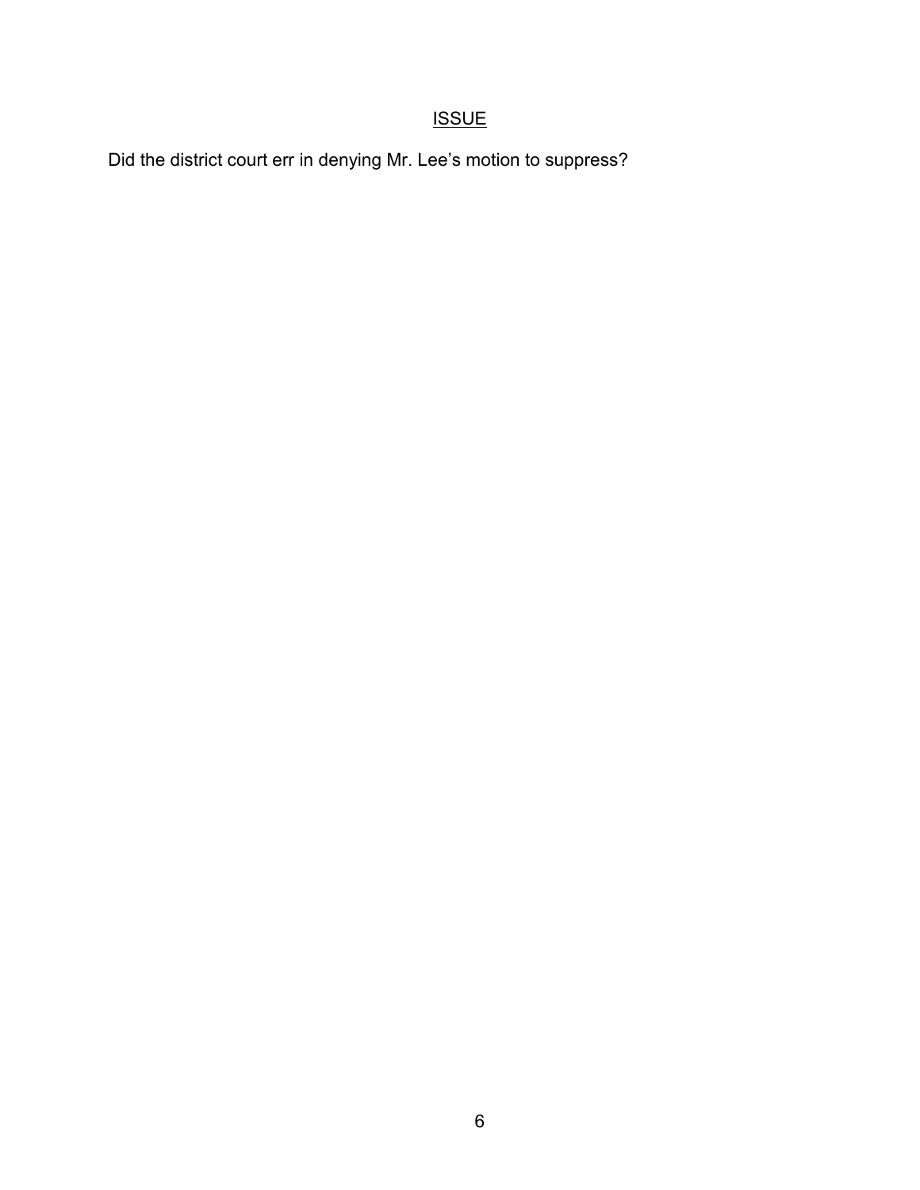## ISSUE

Did the district court err in denying Mr. Lee's motion to suppress?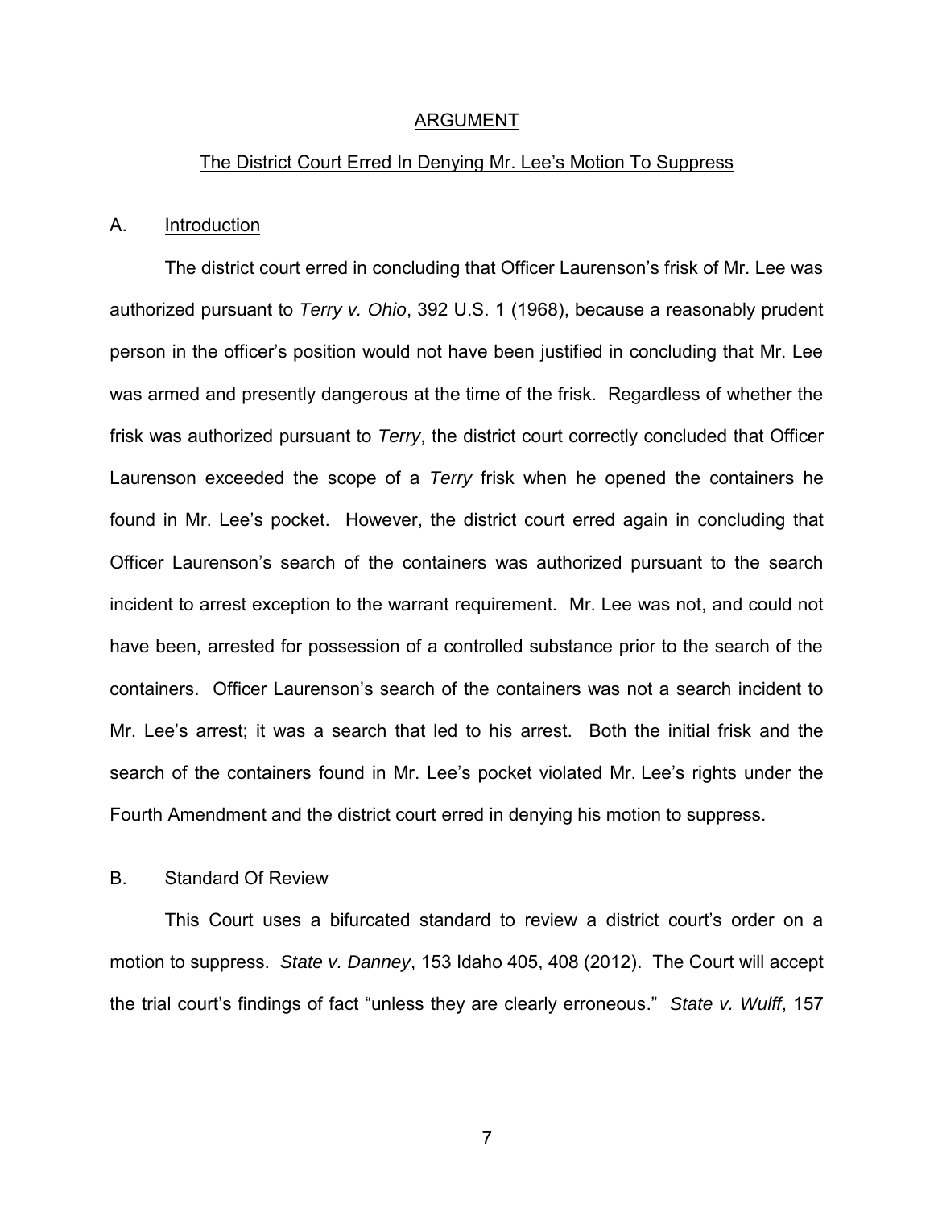# ARGUMENT

## The District Court Erred In Denying Mr. Lee's Motion To Suppress

### A. Introduction

The district court erred in concluding that Officer Laurenson's frisk of Mr. Lee was authorized pursuant to *Terry v. Ohio*, 392 U.S. 1 (1968), because a reasonably prudent person in the officer's position would not have been justified in concluding that Mr. Lee was armed and presently dangerous at the time of the frisk. Regardless of whether the frisk was authorized pursuant to *Terry*, the district court correctly concluded that Officer Laurenson exceeded the scope of a *Terry* frisk when he opened the containers he found in Mr. Lee's pocket. However, the district court erred again in concluding that Officer Laurenson's search of the containers was authorized pursuant to the search incident to arrest exception to the warrant requirement. Mr. Lee was not, and could not have been, arrested for possession of a controlled substance prior to the search of the containers. Officer Laurenson's search of the containers was not a search incident to Mr. Lee's arrest; it was a search that led to his arrest. Both the initial frisk and the search of the containers found in Mr. Lee's pocket violated Mr. Lee's rights under the Fourth Amendment and the district court erred in denying his motion to suppress.

### B. Standard Of Review

This Court uses a bifurcated standard to review a district court's order on a motion to suppress. *State v. Danney*, 153 Idaho 405, 408 (2012). The Court will accept the trial court's findings of fact "unless they are clearly erroneous." *State v. Wulff*, 157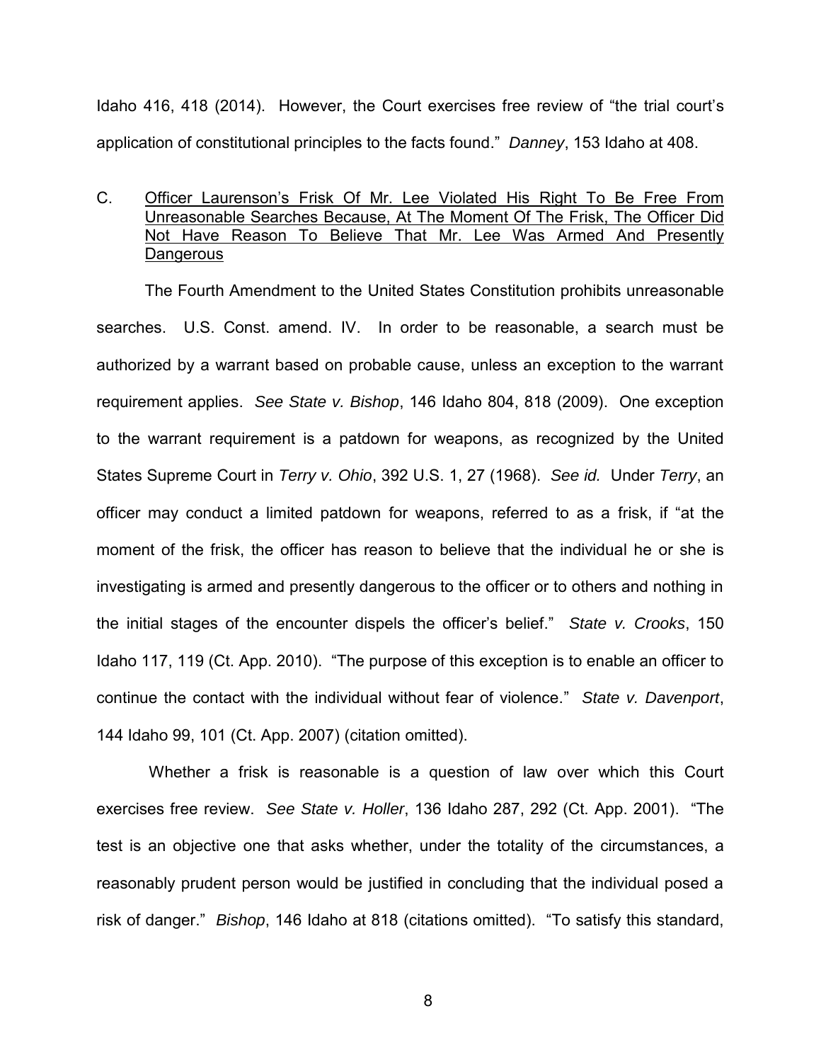Idaho 416, 418 (2014). However, the Court exercises free review of "the trial court's application of constitutional principles to the facts found." *Danney*, 153 Idaho at 408.

### C. Officer Laurenson's Frisk Of Mr. Lee Violated His Right To Be Free From Unreasonable Searches Because, At The Moment Of The Frisk, The Officer Did Not Have Reason To Believe That Mr. Lee Was Armed And Presently Dangerous

The Fourth Amendment to the United States Constitution prohibits unreasonable searches. U.S. Const. amend. IV. In order to be reasonable, a search must be authorized by a warrant based on probable cause, unless an exception to the warrant requirement applies. *See State v. Bishop*, 146 Idaho 804, 818 (2009). One exception to the warrant requirement is a patdown for weapons, as recognized by the United States Supreme Court in *Terry v. Ohio*, 392 U.S. 1, 27 (1968). *See id.* Under *Terry*, an officer may conduct a limited patdown for weapons, referred to as a frisk, if "at the moment of the frisk, the officer has reason to believe that the individual he or she is investigating is armed and presently dangerous to the officer or to others and nothing in the initial stages of the encounter dispels the officer's belief." *State v. Crooks*, 150 Idaho 117, 119 (Ct. App. 2010). "The purpose of this exception is to enable an officer to continue the contact with the individual without fear of violence." *State v. Davenport*, 144 Idaho 99, 101 (Ct. App. 2007) (citation omitted).

Whether a frisk is reasonable is a question of law over which this Court exercises free review. *See State v. Holler*, 136 Idaho 287, 292 (Ct. App. 2001). "The test is an objective one that asks whether, under the totality of the circumstances, a reasonably prudent person would be justified in concluding that the individual posed a risk of danger." *Bishop*, 146 Idaho at 818 (citations omitted). "To satisfy this standard,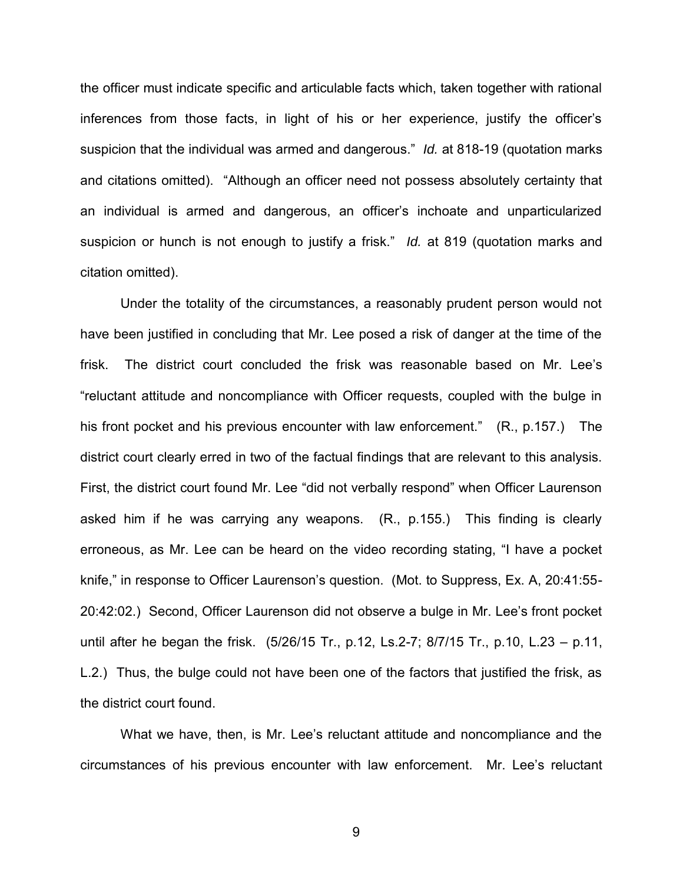the officer must indicate specific and articulable facts which, taken together with rational inferences from those facts, in light of his or her experience, justify the officer's suspicion that the individual was armed and dangerous." *Id.* at 818-19 (quotation marks and citations omitted). "Although an officer need not possess absolutely certainty that an individual is armed and dangerous, an officer's inchoate and unparticularized suspicion or hunch is not enough to justify a frisk." *Id.* at 819 (quotation marks and citation omitted).

Under the totality of the circumstances, a reasonably prudent person would not have been justified in concluding that Mr. Lee posed a risk of danger at the time of the frisk. The district court concluded the frisk was reasonable based on Mr. Lee's "reluctant attitude and noncompliance with Officer requests, coupled with the bulge in his front pocket and his previous encounter with law enforcement." (R., p.157.) The district court clearly erred in two of the factual findings that are relevant to this analysis. First, the district court found Mr. Lee "did not verbally respond" when Officer Laurenson asked him if he was carrying any weapons. (R., p.155.) This finding is clearly erroneous, as Mr. Lee can be heard on the video recording stating, "I have a pocket knife," in response to Officer Laurenson's question. (Mot. to Suppress, Ex. A, 20:41:55-20:42:02.) Second, Officer Laurenson did not observe a bulge in Mr. Lee's front pocket until after he began the frisk. (5/26/15 Tr., p.12, Ls.2-7; 8/7/15 Tr., p.10, L.23 – p.11, L.2.) Thus, the bulge could not have been one of the factors that justified the frisk, as the district court found.

What we have, then, is Mr. Lee's reluctant attitude and noncompliance and the circumstances of his previous encounter with law enforcement. Mr. Lee's reluctant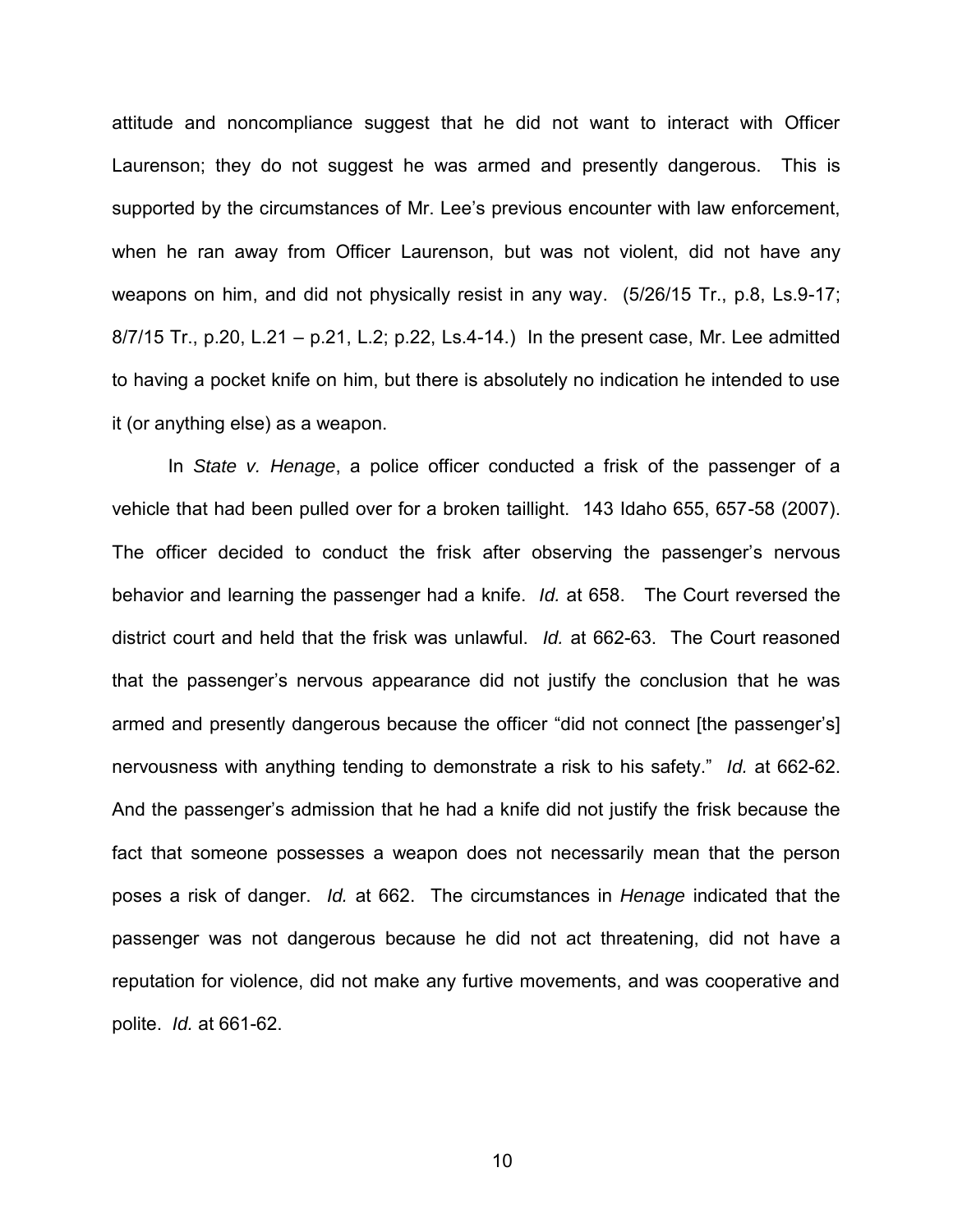attitude and noncompliance suggest that he did not want to interact with Officer Laurenson; they do not suggest he was armed and presently dangerous. This is supported by the circumstances of Mr. Lee's previous encounter with law enforcement, when he ran away from Officer Laurenson, but was not violent, did not have any weapons on him, and did not physically resist in any way. (5/26/15 Tr., p.8, Ls.9-17; 8/7/15 Tr., p.20, L.21 – p.21, L.2; p.22, Ls.4-14.) In the present case, Mr. Lee admitted to having a pocket knife on him, but there is absolutely no indication he intended to use it (or anything else) as a weapon.

In *State v. Henage*, a police officer conducted a frisk of the passenger of a vehicle that had been pulled over for a broken taillight. 143 Idaho 655, 657-58 (2007). The officer decided to conduct the frisk after observing the passenger's nervous behavior and learning the passenger had a knife. *Id.* at 658. The Court reversed the district court and held that the frisk was unlawful. *Id.* at 662-63. The Court reasoned that the passenger's nervous appearance did not justify the conclusion that he was armed and presently dangerous because the officer "did not connect [the passenger's] nervousness with anything tending to demonstrate a risk to his safety." *Id.* at 662-62. And the passenger's admission that he had a knife did not justify the frisk because the fact that someone possesses a weapon does not necessarily mean that the person poses a risk of danger. *Id.* at 662. The circumstances in *Henage* indicated that the passenger was not dangerous because he did not act threatening, did not have a reputation for violence, did not make any furtive movements, and was cooperative and polite. *Id.* at 661-62.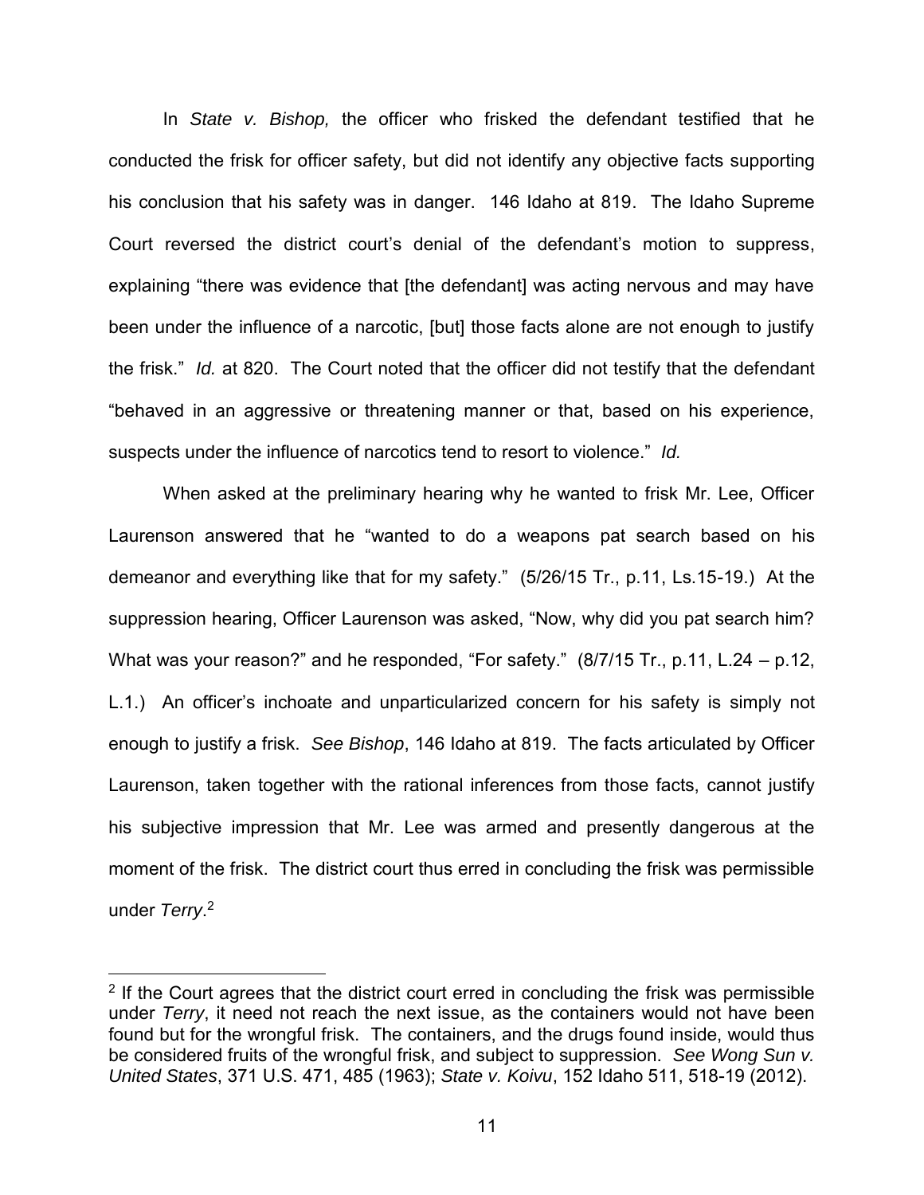In *State v. Bishop,* the officer who frisked the defendant testified that he conducted the frisk for officer safety, but did not identify any objective facts supporting his conclusion that his safety was in danger. 146 Idaho at 819. The Idaho Supreme Court reversed the district court's denial of the defendant's motion to suppress, explaining "there was evidence that [the defendant] was acting nervous and may have been under the influence of a narcotic, [but] those facts alone are not enough to justify the frisk." *Id.* at 820. The Court noted that the officer did not testify that the defendant "behaved in an aggressive or threatening manner or that, based on his experience, suspects under the influence of narcotics tend to resort to violence." *Id.*

When asked at the preliminary hearing why he wanted to frisk Mr. Lee, Officer Laurenson answered that he "wanted to do a weapons pat search based on his demeanor and everything like that for my safety." (5/26/15 Tr., p.11, Ls.15-19.) At the suppression hearing, Officer Laurenson was asked, "Now, why did you pat search him? What was your reason?" and he responded, "For safety." (8/7/15 Tr., p.11, L.24 – p.12, L.1.) An officer's inchoate and unparticularized concern for his safety is simply not enough to justify a frisk. *See Bishop*, 146 Idaho at 819. The facts articulated by Officer Laurenson, taken together with the rational inferences from those facts, cannot justify his subjective impression that Mr. Lee was armed and presently dangerous at the moment of the frisk. The district court thus erred in concluding the frisk was permissible under *Terry*.[2]

[2] If the Court agrees that the district court erred in concluding the frisk was permissible under *Terry*, it need not reach the next issue, as the containers would not have been found but for the wrongful frisk. The containers, and the drugs found inside, would thus be considered fruits of the wrongful frisk, and subject to suppression. *See Wong Sun v. United States*, 371 U.S. 471, 485 (1963); *State v. Koivu*, 152 Idaho 511, 518-19 (2012).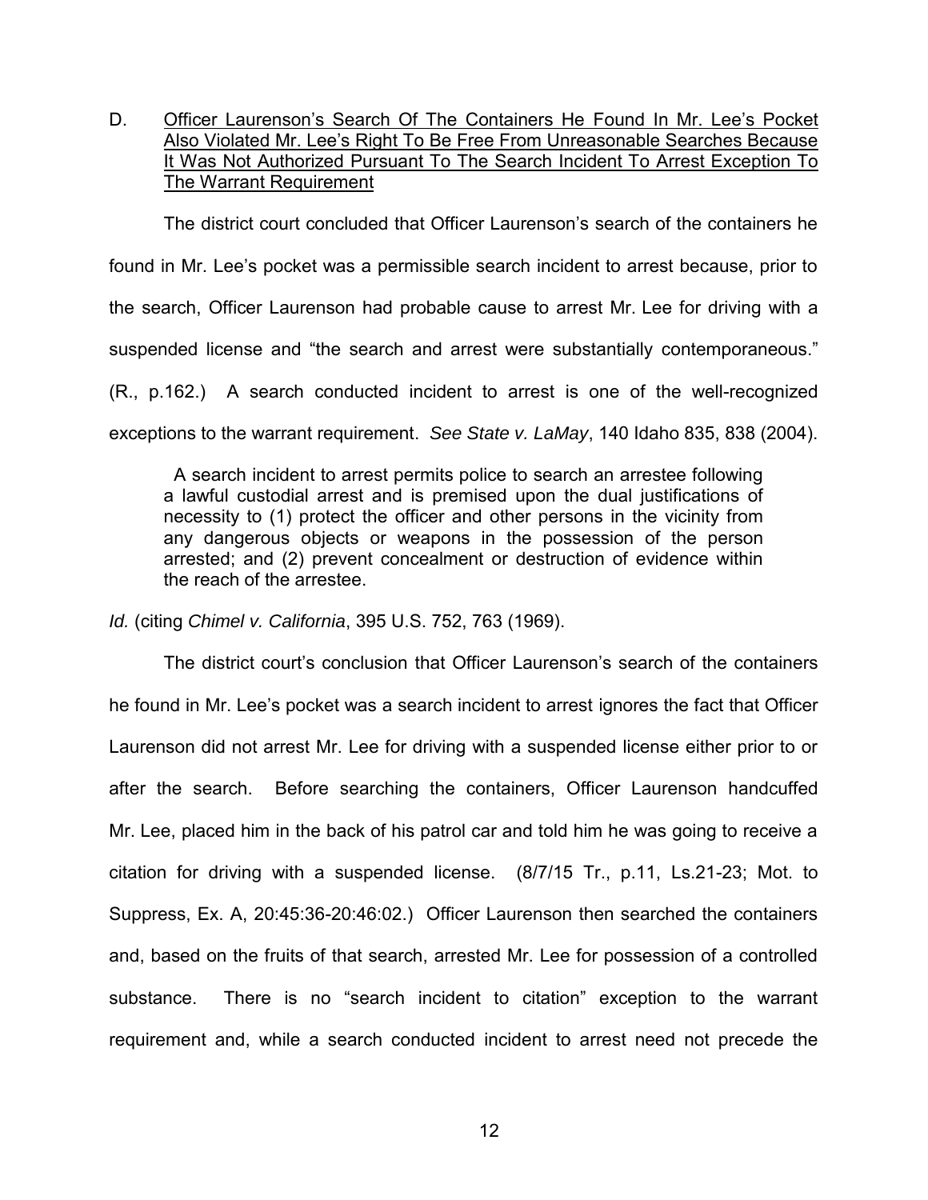D. <u>Officer Laurenson's Search Of The Containers He Found In Mr. Lee's Pocket Also Violated Mr. Lee's Right To Be Free From Unreasonable Searches Because It Was Not Authorized Pursuant To The Search Incident To Arrest Exception To The Warrant Requirement</u>

The district court concluded that Officer Laurenson's search of the containers he found in Mr. Lee's pocket was a permissible search incident to arrest because, prior to the search, Officer Laurenson had probable cause to arrest Mr. Lee for driving with a suspended license and "the search and arrest were substantially contemporaneous." (R., p.162.) A search conducted incident to arrest is one of the well-recognized exceptions to the warrant requirement. *See State v. LaMay*, 140 Idaho 835, 838 (2004).

> A search incident to arrest permits police to search an arrestee following a lawful custodial arrest and is premised upon the dual justifications of necessity to (1) protect the officer and other persons in the vicinity from any dangerous objects or weapons in the possession of the person arrested; and (2) prevent concealment or destruction of evidence within the reach of the arrestee.

*Id.* (citing *Chimel v. California*, 395 U.S. 752, 763 (1969).

The district court's conclusion that Officer Laurenson's search of the containers he found in Mr. Lee's pocket was a search incident to arrest ignores the fact that Officer Laurenson did not arrest Mr. Lee for driving with a suspended license either prior to or after the search. Before searching the containers, Officer Laurenson handcuffed Mr. Lee, placed him in the back of his patrol car and told him he was going to receive a citation for driving with a suspended license. (8/7/15 Tr., p.11, Ls.21-23; Mot. to Suppress, Ex. A, 20:45:36-20:46:02.) Officer Laurenson then searched the containers and, based on the fruits of that search, arrested Mr. Lee for possession of a controlled substance. There is no "search incident to citation" exception to the warrant requirement and, while a search conducted incident to arrest need not precede the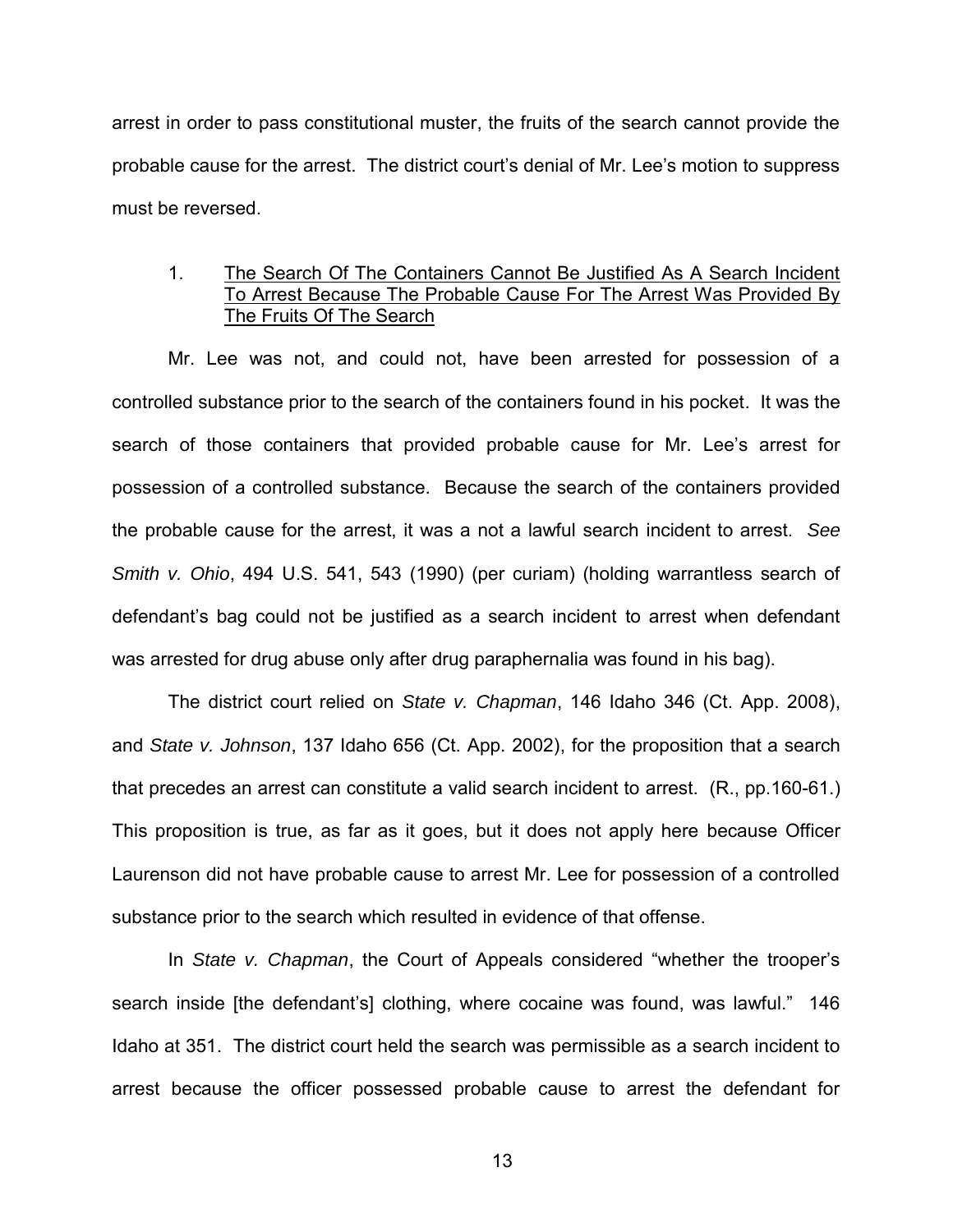arrest in order to pass constitutional muster, the fruits of the search cannot provide the probable cause for the arrest. The district court's denial of Mr. Lee's motion to suppress must be reversed.

1. <u>The Search Of The Containers Cannot Be Justified As A Search Incident To Arrest Because The Probable Cause For The Arrest Was Provided By The Fruits Of The Search</u>

Mr. Lee was not, and could not, have been arrested for possession of a controlled substance prior to the search of the containers found in his pocket. It was the search of those containers that provided probable cause for Mr. Lee's arrest for possession of a controlled substance. Because the search of the containers provided the probable cause for the arrest, it was a not a lawful search incident to arrest. *See Smith v. Ohio*, 494 U.S. 541, 543 (1990) (per curiam) (holding warrantless search of defendant's bag could not be justified as a search incident to arrest when defendant was arrested for drug abuse only after drug paraphernalia was found in his bag).

The district court relied on *State v. Chapman*, 146 Idaho 346 (Ct. App. 2008), and *State v. Johnson*, 137 Idaho 656 (Ct. App. 2002), for the proposition that a search that precedes an arrest can constitute a valid search incident to arrest. (R., pp.160-61.) This proposition is true, as far as it goes, but it does not apply here because Officer Laurenson did not have probable cause to arrest Mr. Lee for possession of a controlled substance prior to the search which resulted in evidence of that offense.

In *State v. Chapman*, the Court of Appeals considered "whether the trooper's search inside [the defendant's] clothing, where cocaine was found, was lawful." 146 Idaho at 351. The district court held the search was permissible as a search incident to arrest because the officer possessed probable cause to arrest the defendant for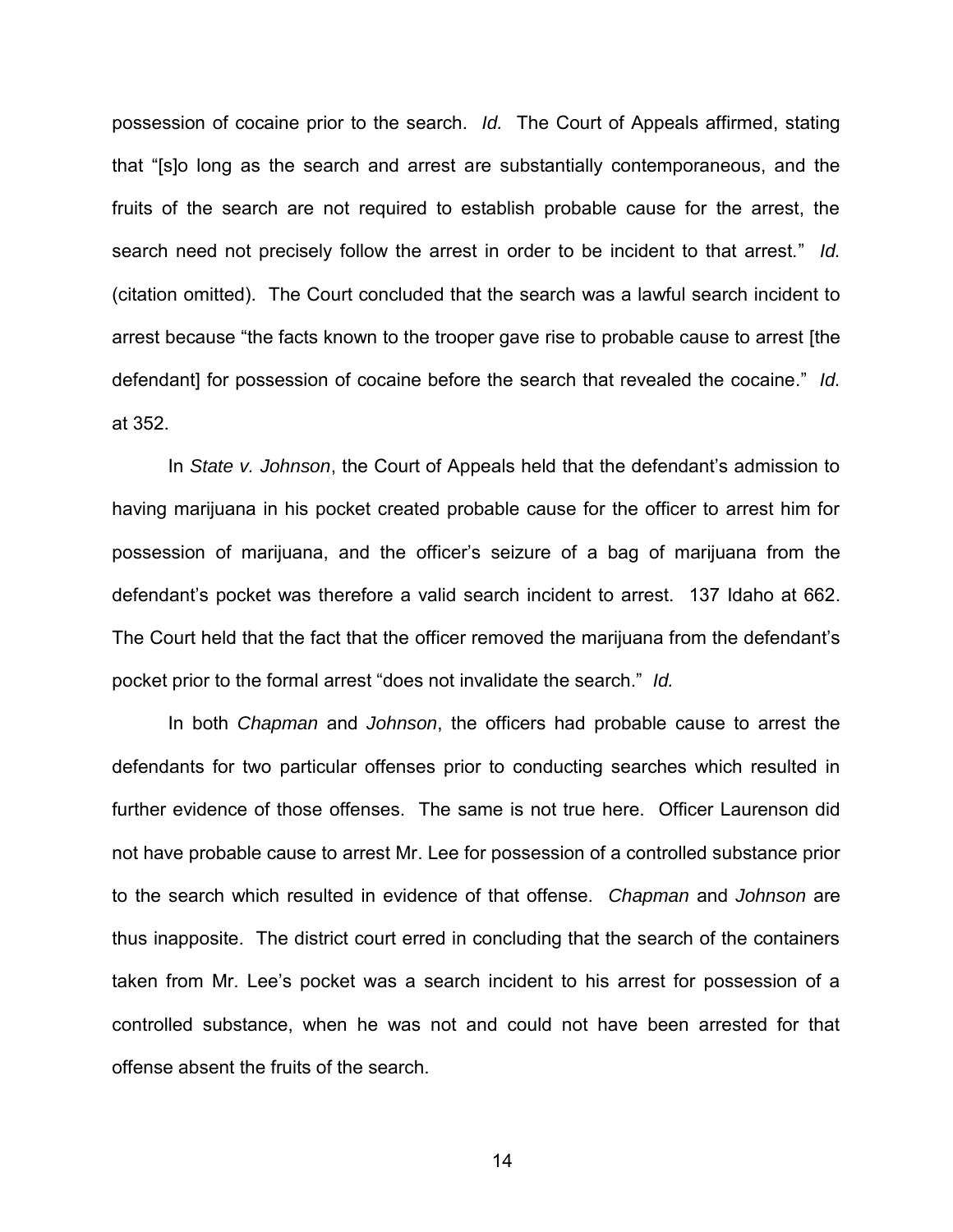possession of cocaine prior to the search. *Id.* The Court of Appeals affirmed, stating that "[s]o long as the search and arrest are substantially contemporaneous, and the fruits of the search are not required to establish probable cause for the arrest, the search need not precisely follow the arrest in order to be incident to that arrest." *Id.* (citation omitted). The Court concluded that the search was a lawful search incident to arrest because "the facts known to the trooper gave rise to probable cause to arrest [the defendant] for possession of cocaine before the search that revealed the cocaine." *Id.* at 352.

In *State v. Johnson*, the Court of Appeals held that the defendant's admission to having marijuana in his pocket created probable cause for the officer to arrest him for possession of marijuana, and the officer's seizure of a bag of marijuana from the defendant's pocket was therefore a valid search incident to arrest. 137 Idaho at 662. The Court held that the fact that the officer removed the marijuana from the defendant's pocket prior to the formal arrest "does not invalidate the search." *Id.*

In both *Chapman* and *Johnson*, the officers had probable cause to arrest the defendants for two particular offenses prior to conducting searches which resulted in further evidence of those offenses. The same is not true here. Officer Laurenson did not have probable cause to arrest Mr. Lee for possession of a controlled substance prior to the search which resulted in evidence of that offense. *Chapman* and *Johnson* are thus inapposite. The district court erred in concluding that the search of the containers taken from Mr. Lee's pocket was a search incident to his arrest for possession of a controlled substance, when he was not and could not have been arrested for that offense absent the fruits of the search.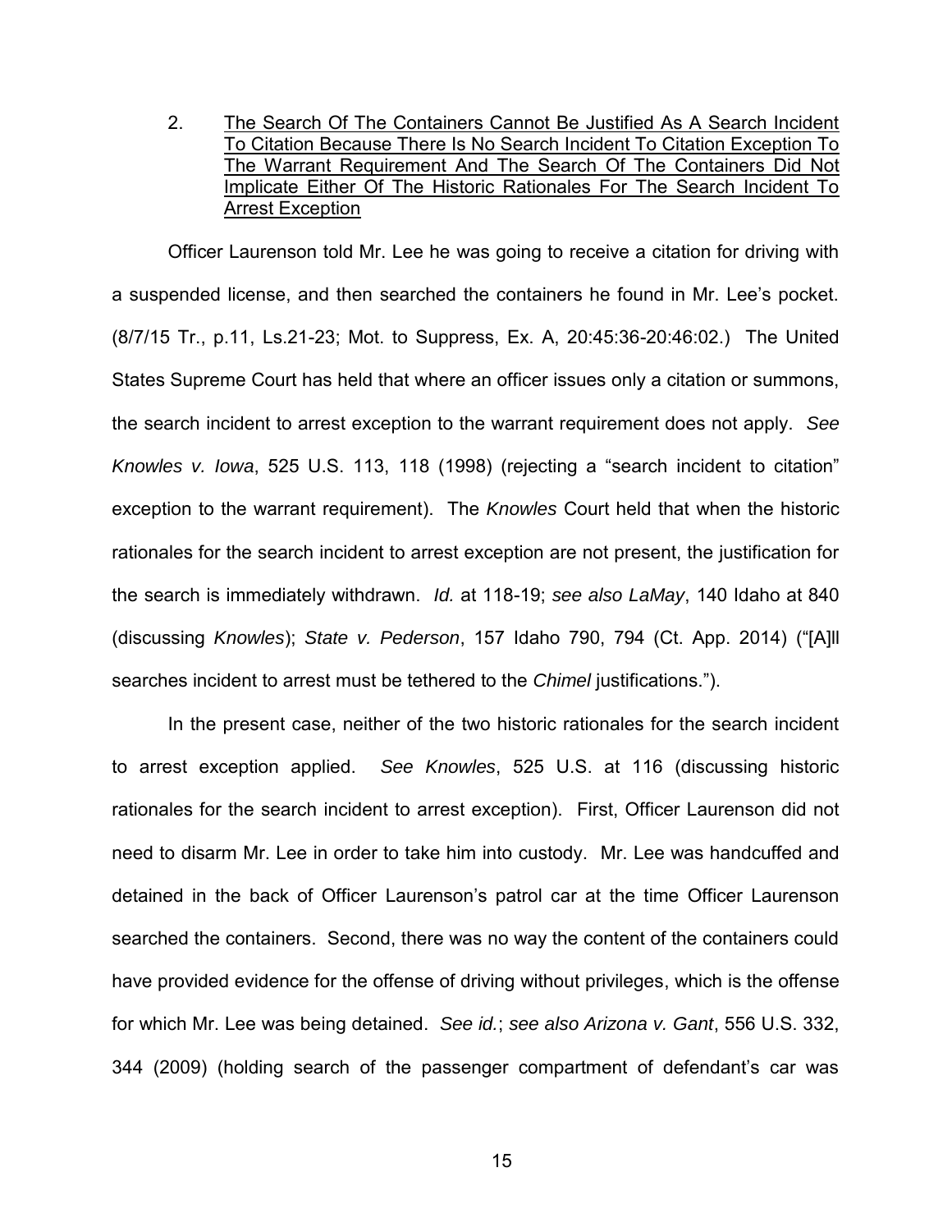2. <u>The Search Of The Containers Cannot Be Justified As A Search Incident To Citation Because There Is No Search Incident To Citation Exception To The Warrant Requirement And The Search Of The Containers Did Not Implicate Either Of The Historic Rationales For The Search Incident To Arrest Exception</u>

Officer Laurenson told Mr. Lee he was going to receive a citation for driving with a suspended license, and then searched the containers he found in Mr. Lee's pocket. (8/7/15 Tr., p.11, Ls.21-23; Mot. to Suppress, Ex. A, 20:45:36-20:46:02.) The United States Supreme Court has held that where an officer issues only a citation or summons, the search incident to arrest exception to the warrant requirement does not apply. *See Knowles v. Iowa*, 525 U.S. 113, 118 (1998) (rejecting a "search incident to citation" exception to the warrant requirement). The *Knowles* Court held that when the historic rationales for the search incident to arrest exception are not present, the justification for the search is immediately withdrawn. *Id.* at 118-19; *see also LaMay*, 140 Idaho at 840 (discussing *Knowles*); *State v. Pederson*, 157 Idaho 790, 794 (Ct. App. 2014) ("[A]ll searches incident to arrest must be tethered to the *Chimel* justifications.").

In the present case, neither of the two historic rationales for the search incident to arrest exception applied. *See Knowles*, 525 U.S. at 116 (discussing historic rationales for the search incident to arrest exception). First, Officer Laurenson did not need to disarm Mr. Lee in order to take him into custody. Mr. Lee was handcuffed and detained in the back of Officer Laurenson's patrol car at the time Officer Laurenson searched the containers. Second, there was no way the content of the containers could have provided evidence for the offense of driving without privileges, which is the offense for which Mr. Lee was being detained. *See id.*; *see also Arizona v. Gant*, 556 U.S. 332, 344 (2009) (holding search of the passenger compartment of defendant's car was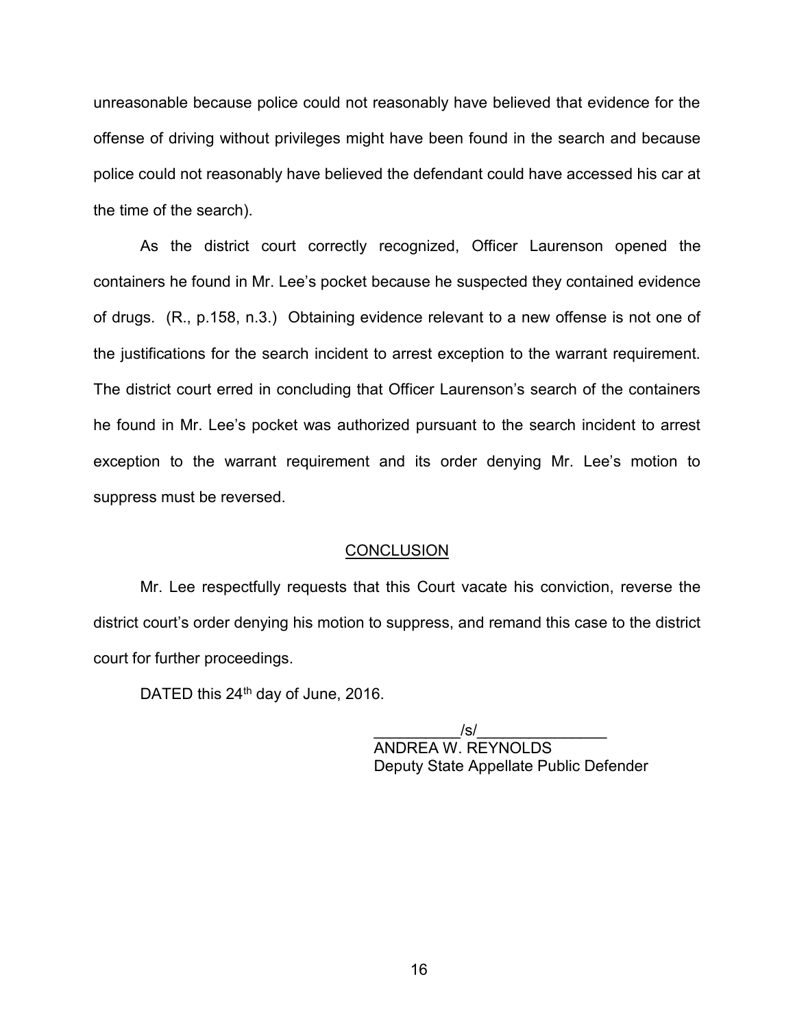unreasonable because police could not reasonably have believed that evidence for the offense of driving without privileges might have been found in the search and because police could not reasonably have believed the defendant could have accessed his car at the time of the search).

As the district court correctly recognized, Officer Laurenson opened the containers he found in Mr. Lee's pocket because he suspected they contained evidence of drugs. (R., p.158, n.3.) Obtaining evidence relevant to a new offense is not one of the justifications for the search incident to arrest exception to the warrant requirement. The district court erred in concluding that Officer Laurenson's search of the containers he found in Mr. Lee's pocket was authorized pursuant to the search incident to arrest exception to the warrant requirement and its order denying Mr. Lee's motion to suppress must be reversed.

## CONCLUSION

Mr. Lee respectfully requests that this Court vacate his conviction, reverse the district court's order denying his motion to suppress, and remand this case to the district court for further proceedings.

DATED this 24th day of June, 2016.

__________/s/_______________
ANDREA W. REYNOLDS
Deputy State Appellate Public Defender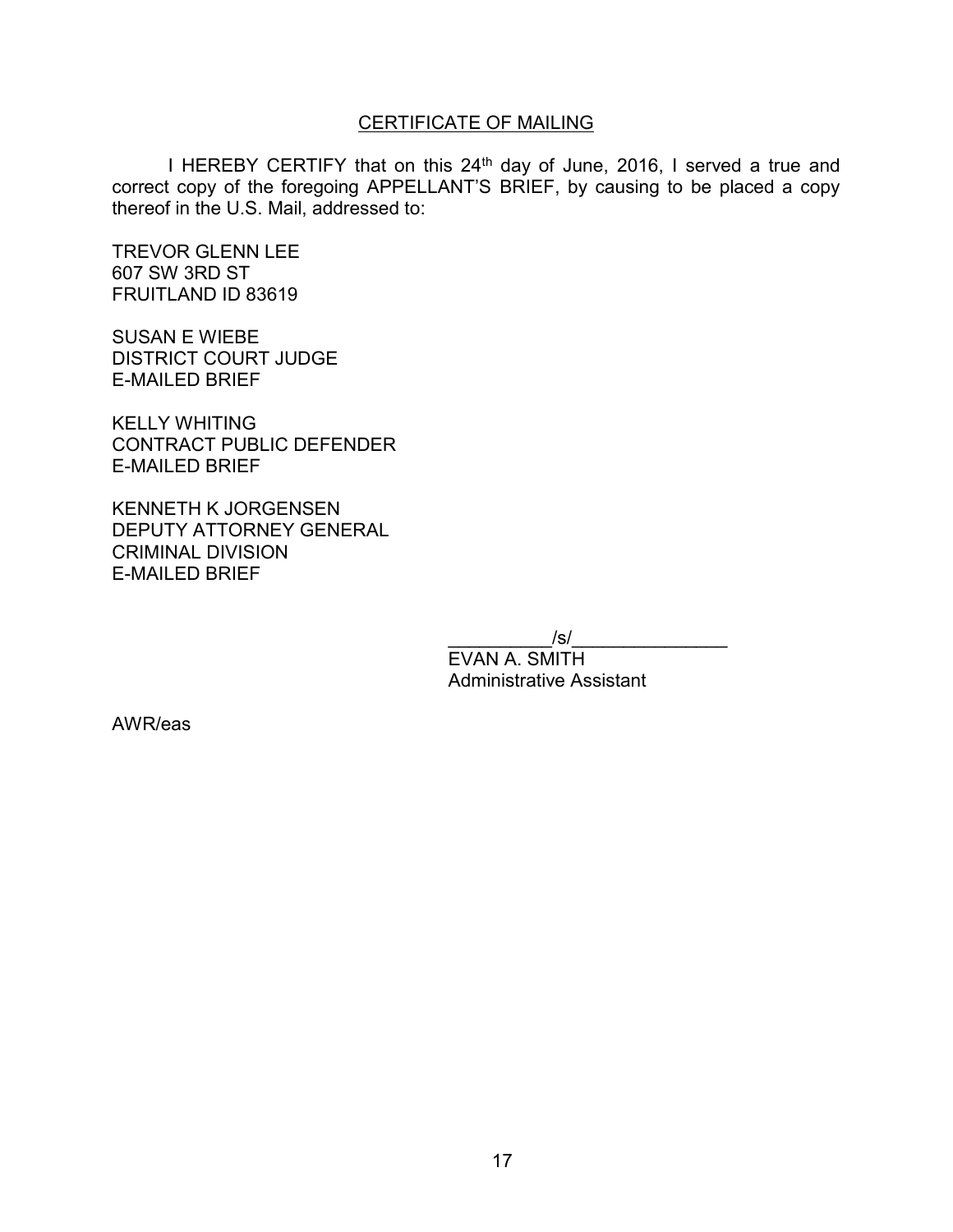## CERTIFICATE OF MAILING

I HEREBY CERTIFY that on this 24th day of June, 2016, I served a true and correct copy of the foregoing APPELLANT'S BRIEF, by causing to be placed a copy thereof in the U.S. Mail, addressed to:

TREVOR GLENN LEE
607 SW 3RD ST
FRUITLAND ID 83619

SUSAN E WIEBE
DISTRICT COURT JUDGE
E-MAILED BRIEF

KELLY WHITING
CONTRACT PUBLIC DEFENDER
E-MAILED BRIEF

KENNETH K JORGENSEN
DEPUTY ATTORNEY GENERAL
CRIMINAL DIVISION
E-MAILED BRIEF

__________/s/_______________
EVAN A. SMITH
Administrative Assistant

AWR/eas